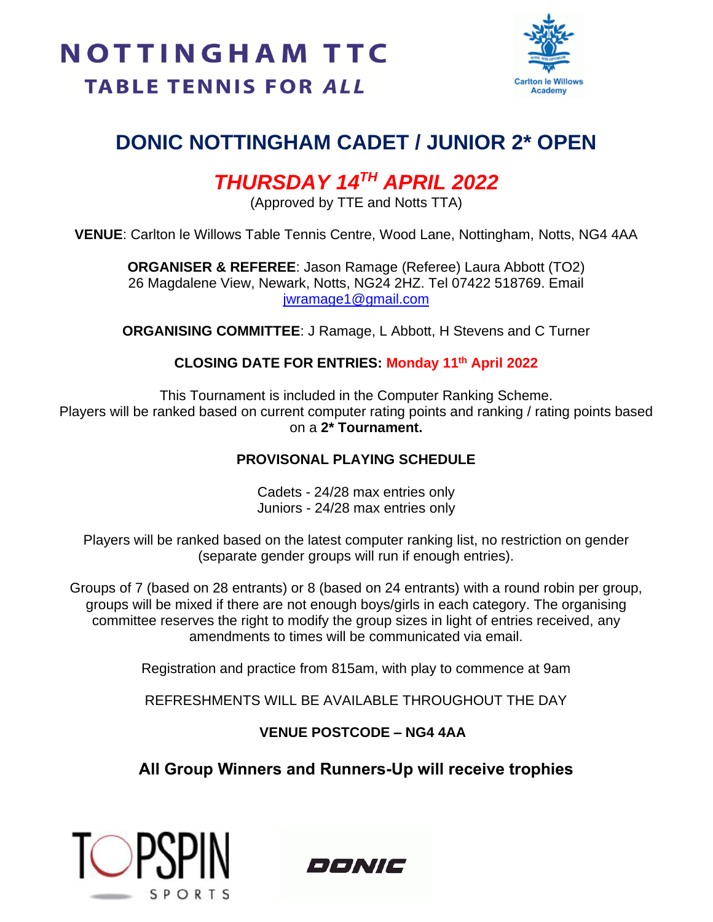# NOTTINGHAM TTC

**TABLE TENNIS FOR *ALL***

Carlton le Willows Academy

## DONIC NOTTINGHAM CADET / JUNIOR 2* OPEN

## *THURSDAY 14TH APRIL 2022*

(Approved by TTE and Notts TTA)

**VENUE**: Carlton le Willows Table Tennis Centre, Wood Lane, Nottingham, Notts, NG4 4AA

**ORGANISER & REFEREE**: Jason Ramage (Referee) Laura Abbott (TO2)
26 Magdalene View, Newark, Notts, NG24 2HZ. Tel 07422 518769. Email
jwramage1@gmail.com

**ORGANISING COMMITTEE**: J Ramage, L Abbott, H Stevens and C Turner

**CLOSING DATE FOR ENTRIES: Monday 11th April 2022**

This Tournament is included in the Computer Ranking Scheme.
Players will be ranked based on current computer rating points and ranking / rating points based on a **2* Tournament.**

**PROVISONAL PLAYING SCHEDULE**

Cadets - 24/28 max entries only
Juniors - 24/28 max entries only

Players will be ranked based on the latest computer ranking list, no restriction on gender (separate gender groups will run if enough entries).

Groups of 7 (based on 28 entrants) or 8 (based on 24 entrants) with a round robin per group, groups will be mixed if there are not enough boys/girls in each category. The organising committee reserves the right to modify the group sizes in light of entries received, any amendments to times will be communicated via email.

Registration and practice from 815am, with play to commence at 9am

REFRESHMENTS WILL BE AVAILABLE THROUGHOUT THE DAY

**VENUE POSTCODE – NG4 4AA**

**All Group Winners and Runners-Up will receive trophies**

TOPSPIN SPORTS

DONIC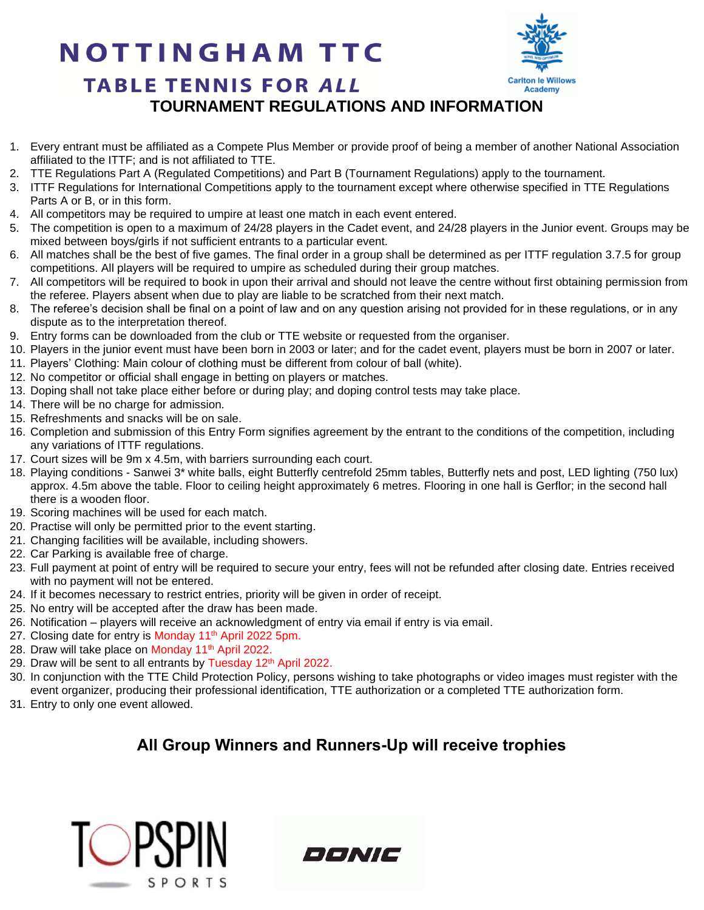# NOTTINGHAM TTC

## TABLE TENNIS FOR *ALL*

Carlton le Willows Academy

## TOURNAMENT REGULATIONS AND INFORMATION

1. Every entrant must be affiliated as a Compete Plus Member or provide proof of being a member of another National Association affiliated to the ITTF; and is not affiliated to TTE.
2. TTE Regulations Part A (Regulated Competitions) and Part B (Tournament Regulations) apply to the tournament.
3. ITTF Regulations for International Competitions apply to the tournament except where otherwise specified in TTE Regulations Parts A or B, or in this form.
4. All competitors may be required to umpire at least one match in each event entered.
5. The competition is open to a maximum of 24/28 players in the Cadet event, and 24/28 players in the Junior event. Groups may be mixed between boys/girls if not sufficient entrants to a particular event.
6. All matches shall be the best of five games. The final order in a group shall be determined as per ITTF regulation 3.7.5 for group competitions. All players will be required to umpire as scheduled during their group matches.
7. All competitors will be required to book in upon their arrival and should not leave the centre without first obtaining permission from the referee. Players absent when due to play are liable to be scratched from their next match.
8. The referee's decision shall be final on a point of law and on any question arising not provided for in these regulations, or in any dispute as to the interpretation thereof.
9. Entry forms can be downloaded from the club or TTE website or requested from the organiser.
10. Players in the junior event must have been born in 2003 or later; and for the cadet event, players must be born in 2007 or later.
11. Players' Clothing: Main colour of clothing must be different from colour of ball (white).
12. No competitor or official shall engage in betting on players or matches.
13. Doping shall not take place either before or during play; and doping control tests may take place.
14. There will be no charge for admission.
15. Refreshments and snacks will be on sale.
16. Completion and submission of this Entry Form signifies agreement by the entrant to the conditions of the competition, including any variations of ITTF regulations.
17. Court sizes will be 9m x 4.5m, with barriers surrounding each court.
18. Playing conditions - Sanwei 3* white balls, eight Butterfly centrefold 25mm tables, Butterfly nets and post, LED lighting (750 lux) approx. 4.5m above the table. Floor to ceiling height approximately 6 metres. Flooring in one hall is Gerflor; in the second hall there is a wooden floor.
19. Scoring machines will be used for each match.
20. Practise will only be permitted prior to the event starting.
21. Changing facilities will be available, including showers.
22. Car Parking is available free of charge.
23. Full payment at point of entry will be required to secure your entry, fees will not be refunded after closing date. Entries received with no payment will not be entered.
24. If it becomes necessary to restrict entries, priority will be given in order of receipt.
25. No entry will be accepted after the draw has been made.
26. Notification – players will receive an acknowledgment of entry via email if entry is via email.
27. Closing date for entry is Monday 11th April 2022 5pm.
28. Draw will take place on Monday 11th April 2022.
29. Draw will be sent to all entrants by Tuesday 12th April 2022.
30. In conjunction with the TTE Child Protection Policy, persons wishing to take photographs or video images must register with the event organizer, producing their professional identification, TTE authorization or a completed TTE authorization form.
31. Entry to only one event allowed.

### All Group Winners and Runners-Up will receive trophies

TOPSPIN SPORTS

DONIC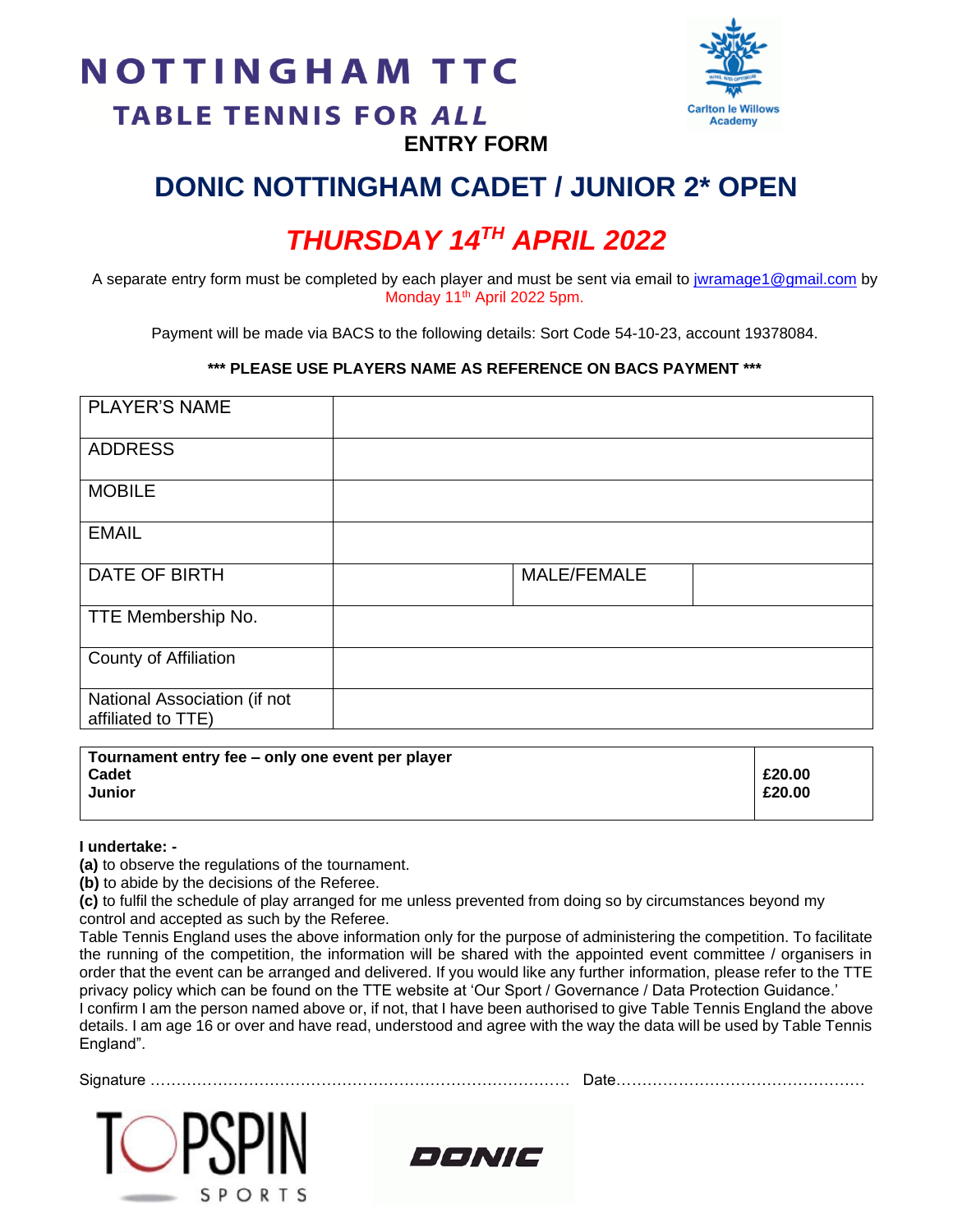# NOTTINGHAM TTC

## TABLE TENNIS FOR *ALL*

Carlton le Willows Academy

**ENTRY FORM**

## DONIC NOTTINGHAM CADET / JUNIOR 2* OPEN

## *THURSDAY 14TH APRIL 2022*

A separate entry form must be completed by each player and must be sent via email to jwramage1@gmail.com by Monday 11th April 2022 5pm.

Payment will be made via BACS to the following details: Sort Code 54-10-23, account 19378084.

**\*\*\* PLEASE USE PLAYERS NAME AS REFERENCE ON BACS PAYMENT \*\*\***

| | | | |
|---|---|---|---|
| PLAYER'S NAME | | | |
| ADDRESS | | | |
| MOBILE | | | |
| EMAIL | | | |
| DATE OF BIRTH | | MALE/FEMALE | |
| TTE Membership No. | | | |
| County of Affiliation | | | |
| National Association (if not affiliated to TTE) | | | |

| | |
|---|---|
| **Tournament entry fee – only one event per player** | |
| **Cadet** | **£20.00** |
| **Junior** | **£20.00** |

**I undertake: -**

**(a)** to observe the regulations of the tournament.
**(b)** to abide by the decisions of the Referee.
**(c)** to fulfil the schedule of play arranged for me unless prevented from doing so by circumstances beyond my control and accepted as such by the Referee.

Table Tennis England uses the above information only for the purpose of administering the competition. To facilitate the running of the competition, the information will be shared with the appointed event committee / organisers in order that the event can be arranged and delivered. If you would like any further information, please refer to the TTE privacy policy which can be found on the TTE website at 'Our Sport / Governance / Data Protection Guidance.'
I confirm I am the person named above or, if not, that I have been authorised to give Table Tennis England the above details. I am age 16 or over and have read, understood and agree with the way the data will be used by Table Tennis England".

Signature ……………………………………………………………………… Date…………………………………………

TOPSPIN SPORTS

DONIC